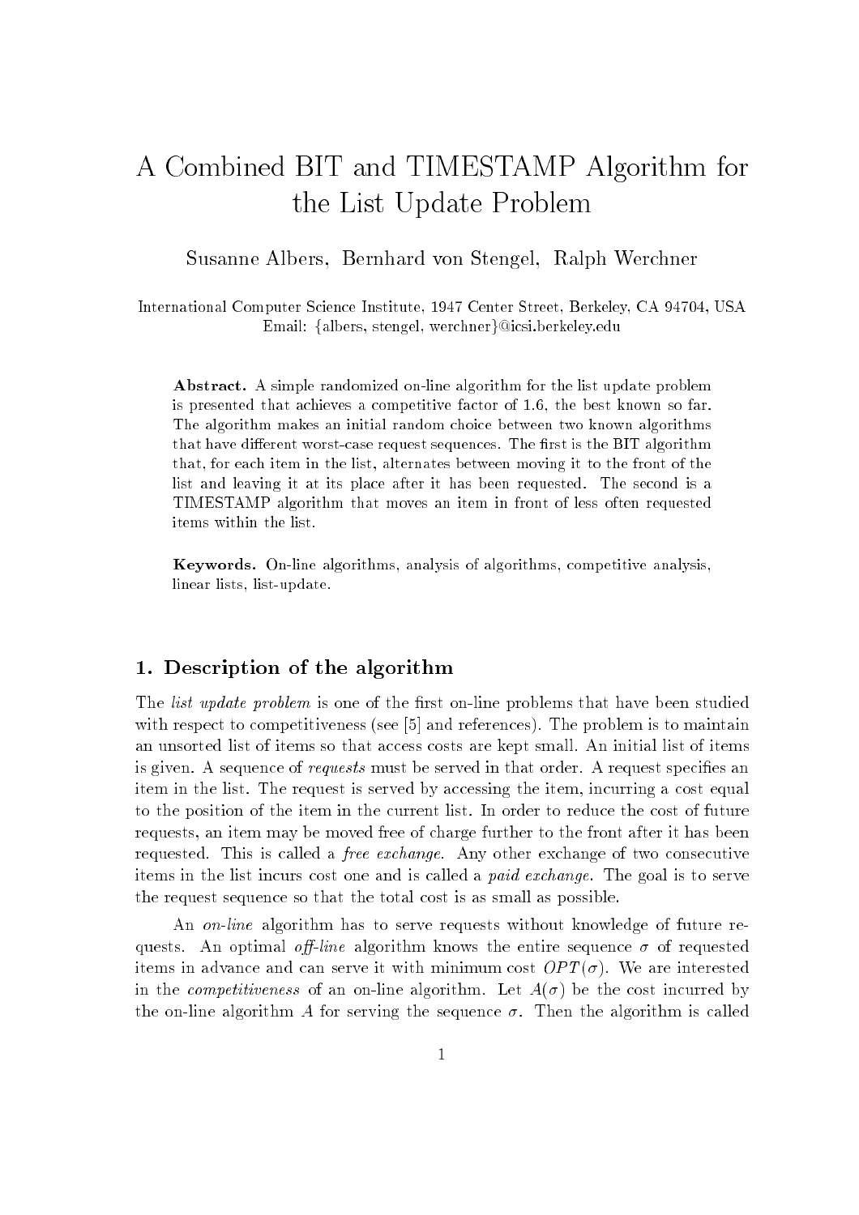# A Combined BIT and TIMESTAMP Algorithm for the List Update Problem

Susanne Albers, Bernhard von Stengel, Ralph Werchner

International Computer Science Institute, 1947 Center Street, Berkeley, CA 94704, USA
Email: {albers, stengel, werchner}@icsi.berkeley.edu

**Abstract.** A simple randomized on-line algorithm for the list update problem is presented that achieves a competitive factor of 1.6, the best known so far. The algorithm makes an initial random choice between two known algorithms that have different worst-case request sequences. The first is the BIT algorithm that, for each item in the list, alternates between moving it to the front of the list and leaving it at its place after it has been requested. The second is a TIMESTAMP algorithm that moves an item in front of less often requested items within the list.

**Keywords.** On-line algorithms, analysis of algorithms, competitive analysis, linear lists, list-update.

## 1. Description of the algorithm

The *list update problem* is one of the first on-line problems that have been studied with respect to competitiveness (see [5] and references). The problem is to maintain an unsorted list of items so that access costs are kept small. An initial list of items is given. A sequence of *requests* must be served in that order. A request specifies an item in the list. The request is served by accessing the item, incurring a cost equal to the position of the item in the current list. In order to reduce the cost of future requests, an item may be moved free of charge further to the front after it has been requested. This is called a *free exchange*. Any other exchange of two consecutive items in the list incurs cost one and is called a *paid exchange*. The goal is to serve the request sequence so that the total cost is as small as possible.

An *on-line* algorithm has to serve requests without knowledge of future requests. An optimal *off-line* algorithm knows the entire sequence $\sigma$ of requested items in advance and can serve it with minimum cost $OPT(\sigma)$. We are interested in the *competitiveness* of an on-line algorithm. Let $A(\sigma)$ be the cost incurred by the on-line algorithm $A$ for serving the sequence $\sigma$. Then the algorithm is called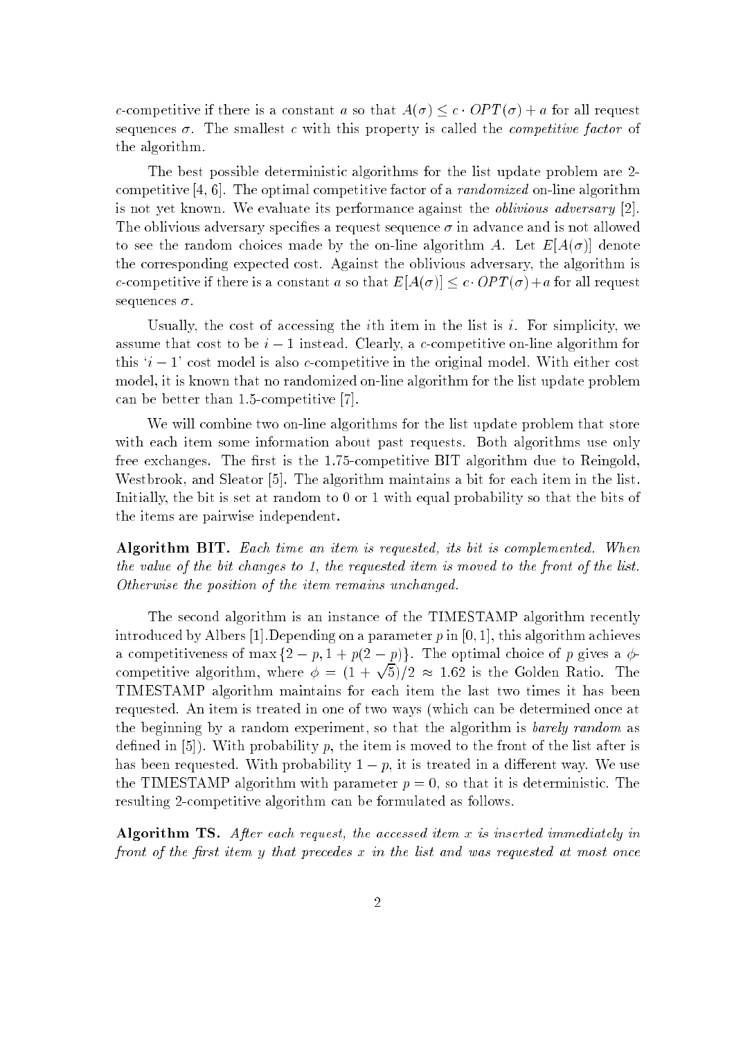$c$-competitive if there is a constant $a$ so that $A(\sigma) \leq c \cdot OPT(\sigma) + a$ for all request sequences $\sigma$. The smallest $c$ with this property is called the *competitive factor* of the algorithm.

The best possible deterministic algorithms for the list update problem are 2-competitive [4, 6]. The optimal competitive factor of a *randomized* on-line algorithm is not yet known. We evaluate its performance against the *oblivious adversary* [2]. The oblivious adversary specifies a request sequence $\sigma$ in advance and is not allowed to see the random choices made by the on-line algorithm $A$. Let $E[A(\sigma)]$ denote the corresponding expected cost. Against the oblivious adversary, the algorithm is $c$-competitive if there is a constant $a$ so that $E[A(\sigma)] \leq c \cdot OPT(\sigma) + a$ for all request sequences $\sigma$.

Usually, the cost of accessing the $i$th item in the list is $i$. For simplicity, we assume that cost to be $i - 1$ instead. Clearly, a $c$-competitive on-line algorithm for this '$i - 1$' cost model is also $c$-competitive in the original model. With either cost model, it is known that no randomized on-line algorithm for the list update problem can be better than 1.5-competitive [7].

We will combine two on-line algorithms for the list update problem that store with each item some information about past requests. Both algorithms use only free exchanges. The first is the 1.75-competitive BIT algorithm due to Reingold, Westbrook, and Sleator [5]. The algorithm maintains a bit for each item in the list. Initially, the bit is set at random to 0 or 1 with equal probability so that the bits of the items are pairwise independent.

**Algorithm BIT.** *Each time an item is requested, its bit is complemented. When the value of the bit changes to 1, the requested item is moved to the front of the list. Otherwise the position of the item remains unchanged.*

The second algorithm is an instance of the TIMESTAMP algorithm recently introduced by Albers [1].Depending on a parameter $p$ in $[0, 1]$, this algorithm achieves a competitiveness of $\max\{2 - p, 1 + p(2 - p)\}$. The optimal choice of $p$ gives a $\phi$-competitive algorithm, where $\phi = (1 + \sqrt{5})/2 \approx 1.62$ is the Golden Ratio. The TIMESTAMP algorithm maintains for each item the last two times it has been requested. An item is treated in one of two ways (which can be determined once at the beginning by a random experiment, so that the algorithm is *barely random* as defined in [5]). With probability $p$, the item is moved to the front of the list after is has been requested. With probability $1 - p$, it is treated in a different way. We use the TIMESTAMP algorithm with parameter $p = 0$, so that it is deterministic. The resulting 2-competitive algorithm can be formulated as follows.

**Algorithm TS.** *After each request, the accessed item $x$ is inserted immediately in front of the first item $y$ that precedes $x$ in the list and was requested at most once*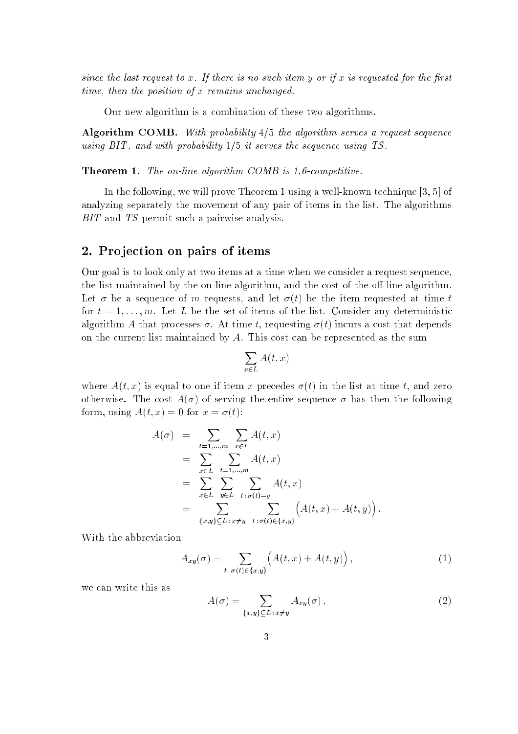*since the last request to $x$. If there is no such item $y$ or if $x$ is requested for the first time, then the position of $x$ remains unchanged.*

Our new algorithm is a combination of these two algorithms.

**Algorithm COMB.** *With probability 4/5 the algorithm serves a request sequence using BIT, and with probability 1/5 it serves the sequence using TS.*

**Theorem 1.** *The on-line algorithm COMB is 1.6-competitive.*

In the following, we will prove Theorem 1 using a well-known technique [3, 5] of analyzing separately the movement of any pair of items in the list. The algorithms *BIT* and *TS* permit such a pairwise analysis.

## 2. Projection on pairs of items

Our goal is to look only at two items at a time when we consider a request sequence, the list maintained by the on-line algorithm, and the cost of the off-line algorithm. Let $\sigma$ be a sequence of $m$ requests, and let $\sigma(t)$ be the item requested at time $t$ for $t = 1, \ldots, m$. Let $L$ be the set of items of the list. Consider any deterministic algorithm $A$ that processes $\sigma$. At time $t$, requesting $\sigma(t)$ incurs a cost that depends on the current list maintained by $A$. This cost can be represented as the sum

$$\sum_{x \in L} A(t,x)$$

where $A(t,x)$ is equal to one if item $x$ precedes $\sigma(t)$ in the list at time $t$, and zero otherwise. The cost $A(\sigma)$ of serving the entire sequence $\sigma$ has then the following form, using $A(t,x) = 0$ for $x = \sigma(t)$:

$$\begin{aligned}
A(\sigma) &= \sum_{t=1,\ldots,m} \sum_{x \in L} A(t,x) \\
&= \sum_{x \in L} \sum_{t=1,\ldots,m} A(t,x) \\
&= \sum_{x \in L} \sum_{y \in L} \sum_{t\,:\,\sigma(t)=y} A(t,x) \\
&= \sum_{\{x,y\} \subseteq L\,:\,x \neq y} \sum_{t\,:\,\sigma(t) \in \{x,y\}} \Big( A(t,x) + A(t,y) \Big).
\end{aligned}$$

With the abbreviation

$$A_{xy}(\sigma) = \sum_{t\,:\,\sigma(t) \in \{x,y\}} \Big( A(t,x) + A(t,y) \Big), \tag{1}$$

we can write this as

$$A(\sigma) = \sum_{\{x,y\} \subseteq L\,:\,x \neq y} A_{xy}(\sigma). \tag{2}$$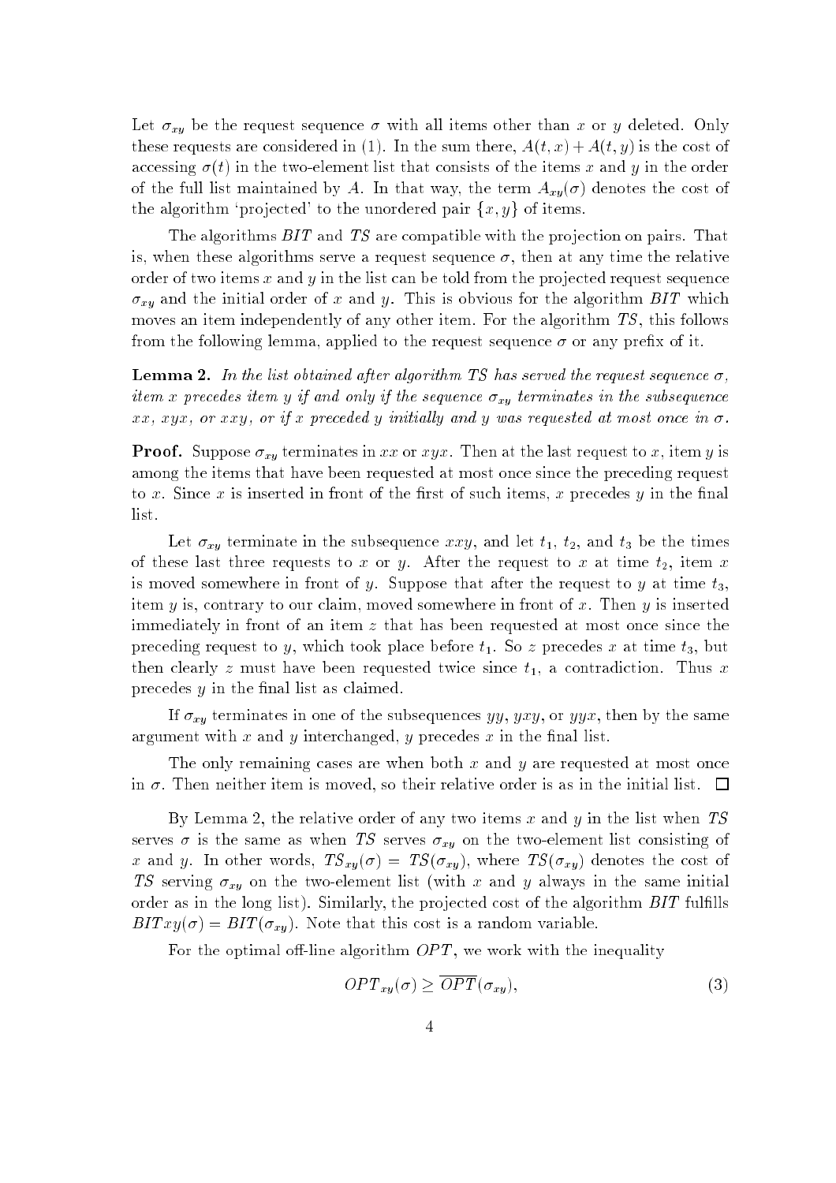Let $\sigma_{xy}$ be the request sequence $\sigma$ with all items other than $x$ or $y$ deleted. Only these requests are considered in (1). In the sum there, $A(t,x) + A(t,y)$ is the cost of accessing $\sigma(t)$ in the two-element list that consists of the items $x$ and $y$ in the order of the full list maintained by $A$. In that way, the term $A_{xy}(\sigma)$ denotes the cost of the algorithm 'projected' to the unordered pair $\{x, y\}$ of items.

The algorithms *BIT* and *TS* are compatible with the projection on pairs. That is, when these algorithms serve a request sequence $\sigma$, then at any time the relative order of two items $x$ and $y$ in the list can be told from the projected request sequence $\sigma_{xy}$ and the initial order of $x$ and $y$. This is obvious for the algorithm *BIT* which moves an item independently of any other item. For the algorithm *TS*, this follows from the following lemma, applied to the request sequence $\sigma$ or any prefix of it.

**Lemma 2.** *In the list obtained after algorithm TS has served the request sequence $\sigma$, item $x$ precedes item $y$ if and only if the sequence $\sigma_{xy}$ terminates in the subsequence $xx$, $xyx$, or $xxy$, or if $x$ preceded $y$ initially and $y$ was requested at most once in $\sigma$.*

**Proof.** Suppose $\sigma_{xy}$ terminates in $xx$ or $xyx$. Then at the last request to $x$, item $y$ is among the items that have been requested at most once since the preceding request to $x$. Since $x$ is inserted in front of the first of such items, $x$ precedes $y$ in the final list.

Let $\sigma_{xy}$ terminate in the subsequence $xxy$, and let $t_1$, $t_2$, and $t_3$ be the times of these last three requests to $x$ or $y$. After the request to $x$ at time $t_2$, item $x$ is moved somewhere in front of $y$. Suppose that after the request to $y$ at time $t_3$, item $y$ is, contrary to our claim, moved somewhere in front of $x$. Then $y$ is inserted immediately in front of an item $z$ that has been requested at most once since the preceding request to $y$, which took place before $t_1$. So $z$ precedes $x$ at time $t_3$, but then clearly $z$ must have been requested twice since $t_1$, a contradiction. Thus $x$ precedes $y$ in the final list as claimed.

If $\sigma_{xy}$ terminates in one of the subsequences $yy$, $yxy$, or $yyx$, then by the same argument with $x$ and $y$ interchanged, $y$ precedes $x$ in the final list.

The only remaining cases are when both $x$ and $y$ are requested at most once in $\sigma$. Then neither item is moved, so their relative order is as in the initial list. $\square$

By Lemma 2, the relative order of any two items $x$ and $y$ in the list when *TS* serves $\sigma$ is the same as when *TS* serves $\sigma_{xy}$ on the two-element list consisting of $x$ and $y$. In other words, $TS_{xy}(\sigma) = TS(\sigma_{xy})$, where $TS(\sigma_{xy})$ denotes the cost of *TS* serving $\sigma_{xy}$ on the two-element list (with $x$ and $y$ always in the same initial order as in the long list). Similarly, the projected cost of the algorithm *BIT* fulfills $BITxy(\sigma) = BIT(\sigma_{xy})$. Note that this cost is a random variable.

For the optimal off-line algorithm *OPT*, we work with the inequality

$$OPT_{xy}(\sigma) \geq \overline{OPT}(\sigma_{xy}), \tag{3}$$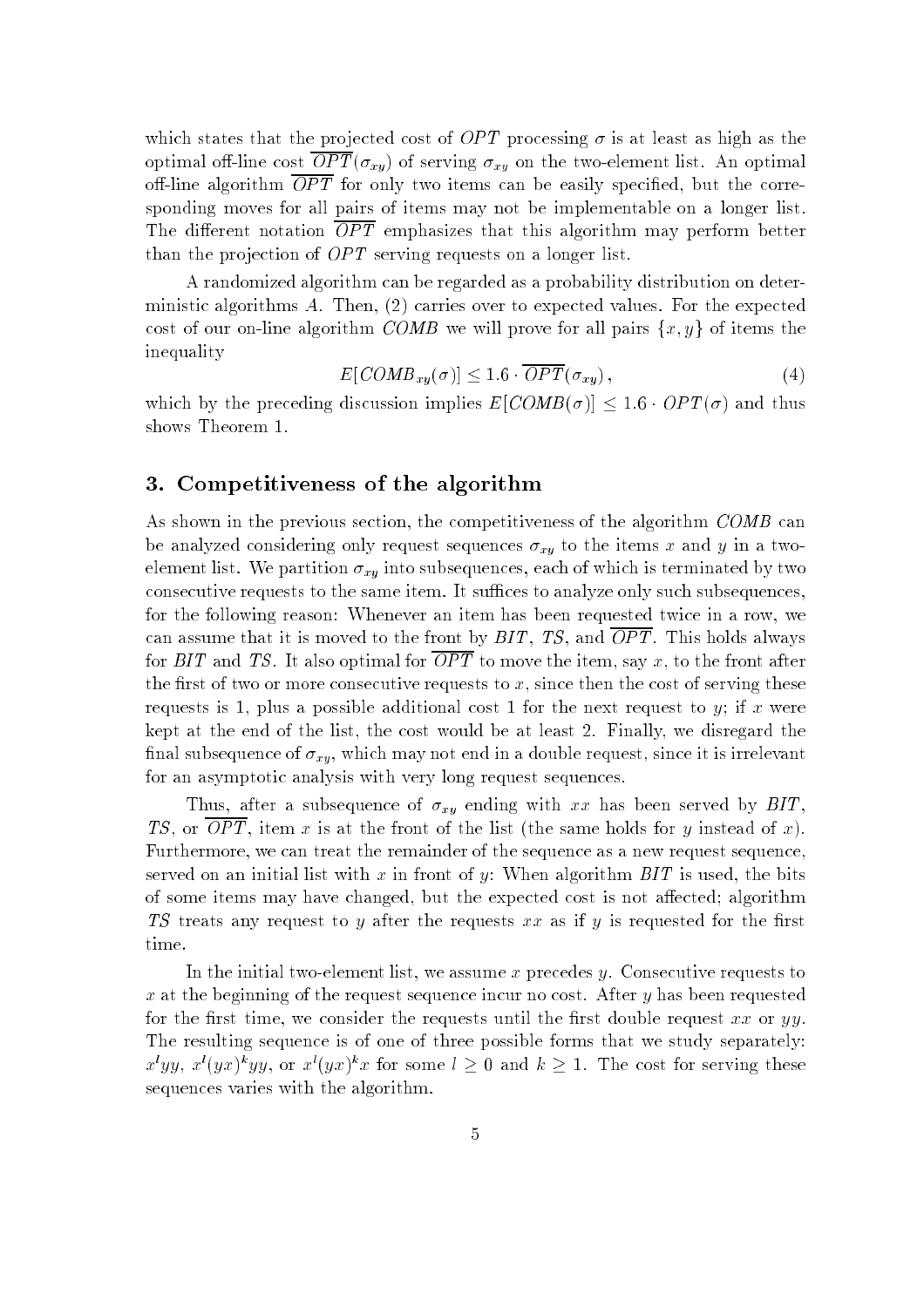which states that the projected cost of $OPT$ processing $\sigma$ is at least as high as the optimal off-line cost $\overline{OPT}(\sigma_{xy})$ of serving $\sigma_{xy}$ on the two-element list. An optimal off-line algorithm $\overline{OPT}$ for only two items can be easily specified, but the corresponding moves for all pairs of items may not be implementable on a longer list. The different notation $\overline{OPT}$ emphasizes that this algorithm may perform better than the projection of $OPT$ serving requests on a longer list.

A randomized algorithm can be regarded as a probability distribution on deterministic algorithms $A$. Then, (2) carries over to expected values. For the expected cost of our on-line algorithm $COMB$ we will prove for all pairs $\{x, y\}$ of items the inequality

$$E[COMB_{xy}(\sigma)] \leq 1.6 \cdot \overline{OPT}(\sigma_{xy}), \tag{4}$$

which by the preceding discussion implies $E[COMB(\sigma)] \leq 1.6 \cdot OPT(\sigma)$ and thus shows Theorem 1.

## 3. Competitiveness of the algorithm

As shown in the previous section, the competitiveness of the algorithm $COMB$ can be analyzed considering only request sequences $\sigma_{xy}$ to the items $x$ and $y$ in a two-element list. We partition $\sigma_{xy}$ into subsequences, each of which is terminated by two consecutive requests to the same item. It suffices to analyze only such subsequences, for the following reason: Whenever an item has been requested twice in a row, we can assume that it is moved to the front by $BIT$, $TS$, and $\overline{OPT}$. This holds always for $BIT$ and $TS$. It also optimal for $\overline{OPT}$ to move the item, say $x$, to the front after the first of two or more consecutive requests to $x$, since then the cost of serving these requests is 1, plus a possible additional cost 1 for the next request to $y$; if $x$ were kept at the end of the list, the cost would be at least 2. Finally, we disregard the final subsequence of $\sigma_{xy}$, which may not end in a double request, since it is irrelevant for an asymptotic analysis with very long request sequences.

Thus, after a subsequence of $\sigma_{xy}$ ending with $xx$ has been served by $BIT$, $TS$, or $\overline{OPT}$, item $x$ is at the front of the list (the same holds for $y$ instead of $x$). Furthermore, we can treat the remainder of the sequence as a new request sequence, served on an initial list with $x$ in front of $y$: When algorithm $BIT$ is used, the bits of some items may have changed, but the expected cost is not affected; algorithm $TS$ treats any request to $y$ after the requests $xx$ as if $y$ is requested for the first time.

In the initial two-element list, we assume $x$ precedes $y$. Consecutive requests to $x$ at the beginning of the request sequence incur no cost. After $y$ has been requested for the first time, we consider the requests until the first double request $xx$ or $yy$. The resulting sequence is of one of three possible forms that we study separately: $x^l yy$, $x^l (yx)^k yy$, or $x^l (yx)^k x$ for some $l \geq 0$ and $k \geq 1$. The cost for serving these sequences varies with the algorithm.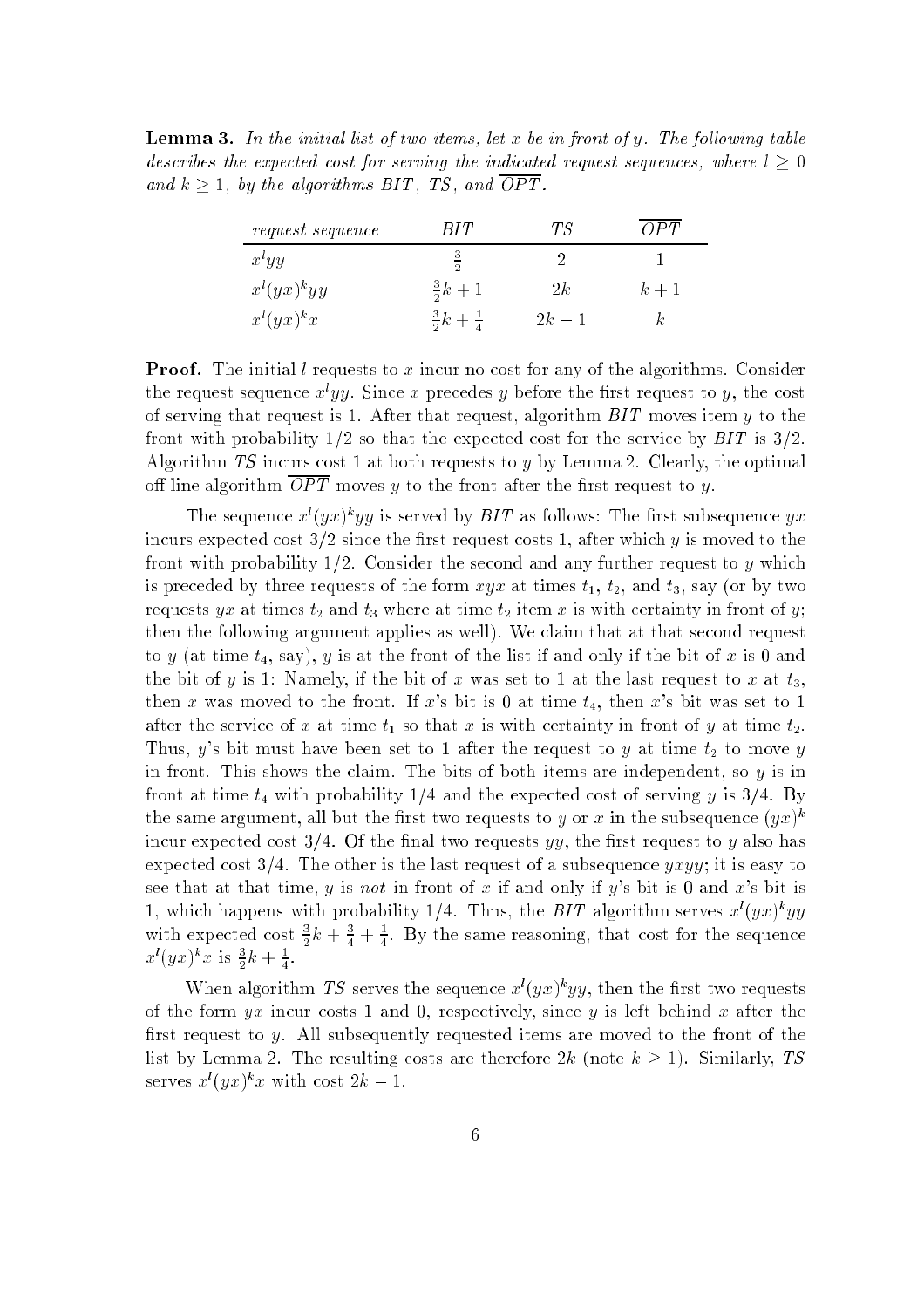**Lemma 3.** *In the initial list of two items, let $x$ be in front of $y$. The following table describes the expected cost for serving the indicated request sequences, where $l \geq 0$ and $k \geq 1$, by the algorithms BIT, TS, and $\overline{OPT}$.*

| *request sequence* | *BIT* | *TS* | $\overline{OPT}$ |
|---|---|---|---|
| $x^l yy$ | $\frac{3}{2}$ | $2$ | $1$ |
| $x^l (yx)^k yy$ | $\frac{3}{2}k + 1$ | $2k$ | $k + 1$ |
| $x^l (yx)^k x$ | $\frac{3}{2}k + \frac{1}{4}$ | $2k - 1$ | $k$ |

**Proof.** The initial $l$ requests to $x$ incur no cost for any of the algorithms. Consider the request sequence $x^l yy$. Since $x$ precedes $y$ before the first request to $y$, the cost of serving that request is 1. After that request, algorithm *BIT* moves item $y$ to the front with probability $1/2$ so that the expected cost for the service by *BIT* is $3/2$. Algorithm *TS* incurs cost 1 at both requests to $y$ by Lemma 2. Clearly, the optimal off-line algorithm $\overline{OPT}$ moves $y$ to the front after the first request to $y$.

The sequence $x^l(yx)^k yy$ is served by *BIT* as follows: The first subsequence $yx$ incurs expected cost $3/2$ since the first request costs 1, after which $y$ is moved to the front with probability $1/2$. Consider the second and any further request to $y$ which is preceded by three requests of the form $xyx$ at times $t_1$, $t_2$, and $t_3$, say (or by two requests $yx$ at times $t_2$ and $t_3$ where at time $t_2$ item $x$ is with certainty in front of $y$; then the following argument applies as well). We claim that at that second request to $y$ (at time $t_4$, say), $y$ is at the front of the list if and only if the bit of $x$ is 0 and the bit of $y$ is 1: Namely, if the bit of $x$ was set to 1 at the last request to $x$ at $t_3$, then $x$ was moved to the front. If $x$'s bit is 0 at time $t_4$, then $x$'s bit was set to 1 after the service of $x$ at time $t_1$ so that $x$ is with certainty in front of $y$ at time $t_2$. Thus, $y$'s bit must have been set to 1 after the request to $y$ at time $t_2$ to move $y$ in front. This shows the claim. The bits of both items are independent, so $y$ is in front at time $t_4$ with probability $1/4$ and the expected cost of serving $y$ is $3/4$. By the same argument, all but the first two requests to $y$ or $x$ in the subsequence $(yx)^k$ incur expected cost $3/4$. Of the final two requests $yy$, the first request to $y$ also has expected cost $3/4$. The other is the last request of a subsequence $yxyy$; it is easy to see that at that time, $y$ is *not* in front of $x$ if and only if $y$'s bit is 0 and $x$'s bit is 1, which happens with probability $1/4$. Thus, the *BIT* algorithm serves $x^l(yx)^k yy$ with expected cost $\frac{3}{2}k + \frac{3}{4} + \frac{1}{4}$. By the same reasoning, that cost for the sequence $x^l(yx)^k x$ is $\frac{3}{2}k + \frac{1}{4}$.

When algorithm *TS* serves the sequence $x^l(yx)^k yy$, then the first two requests of the form $yx$ incur costs 1 and 0, respectively, since $y$ is left behind $x$ after the first request to $y$. All subsequently requested items are moved to the front of the list by Lemma 2. The resulting costs are therefore $2k$ (note $k \geq 1$). Similarly, *TS* serves $x^l(yx)^k x$ with cost $2k - 1$.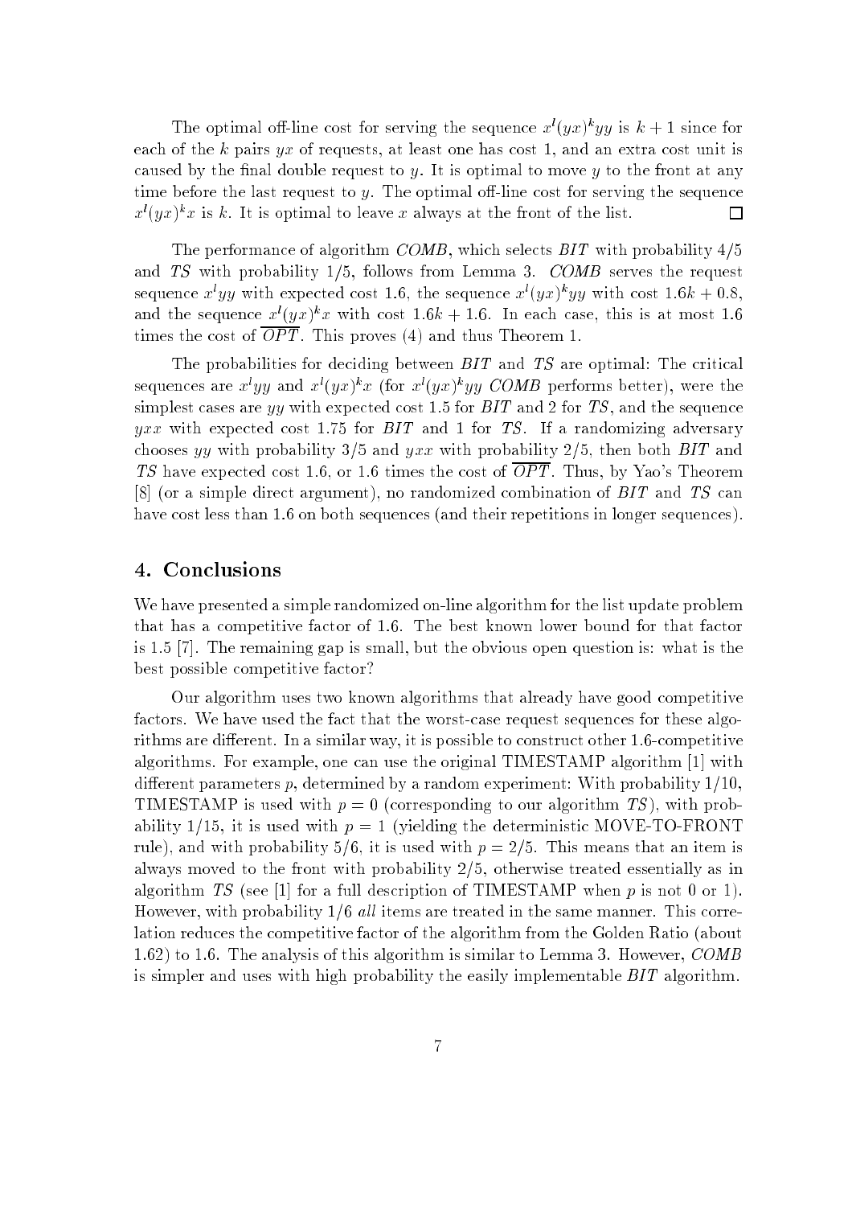The optimal off-line cost for serving the sequence $x^l(yx)^k yy$ is $k+1$ since for each of the $k$ pairs $yx$ of requests, at least one has cost 1, and an extra cost unit is caused by the final double request to $y$. It is optimal to move $y$ to the front at any time before the last request to $y$. The optimal off-line cost for serving the sequence $x^l(yx)^k x$ is $k$. It is optimal to leave $x$ always at the front of the list. $\square$

The performance of algorithm *COMB*, which selects *BIT* with probability 4/5 and *TS* with probability 1/5, follows from Lemma 3. *COMB* serves the request sequence $x^l yy$ with expected cost 1.6, the sequence $x^l(yx)^k yy$ with cost $1.6k + 0.8$, and the sequence $x^l(yx)^k x$ with cost $1.6k + 1.6$. In each case, this is at most 1.6 times the cost of $\overline{OPT}$. This proves (4) and thus Theorem 1.

The probabilities for deciding between *BIT* and *TS* are optimal: The critical sequences are $x^l yy$ and $x^l(yx)^k x$ (for $x^l(yx)^k yy$ *COMB* performs better), were the simplest cases are $yy$ with expected cost 1.5 for *BIT* and 2 for *TS*, and the sequence $yxx$ with expected cost 1.75 for *BIT* and 1 for *TS*. If a randomizing adversary chooses $yy$ with probability 3/5 and $yxx$ with probability 2/5, then both *BIT* and *TS* have expected cost 1.6, or 1.6 times the cost of $\overline{OPT}$. Thus, by Yao's Theorem [8] (or a simple direct argument), no randomized combination of *BIT* and *TS* can have cost less than 1.6 on both sequences (and their repetitions in longer sequences).

## 4. Conclusions

We have presented a simple randomized on-line algorithm for the list update problem that has a competitive factor of 1.6. The best known lower bound for that factor is 1.5 [7]. The remaining gap is small, but the obvious open question is: what is the best possible competitive factor?

Our algorithm uses two known algorithms that already have good competitive factors. We have used the fact that the worst-case request sequences for these algorithms are different. In a similar way, it is possible to construct other 1.6-competitive algorithms. For example, one can use the original TIMESTAMP algorithm [1] with different parameters $p$, determined by a random experiment: With probability 1/10, TIMESTAMP is used with $p = 0$ (corresponding to our algorithm *TS*), with probability 1/15, it is used with $p = 1$ (yielding the deterministic MOVE-TO-FRONT rule), and with probability 5/6, it is used with $p = 2/5$. This means that an item is always moved to the front with probability 2/5, otherwise treated essentially as in algorithm *TS* (see [1] for a full description of TIMESTAMP when $p$ is not 0 or 1). However, with probability 1/6 *all* items are treated in the same manner. This correlation reduces the competitive factor of the algorithm from the Golden Ratio (about 1.62) to 1.6. The analysis of this algorithm is similar to Lemma 3. However, *COMB* is simpler and uses with high probability the easily implementable *BIT* algorithm.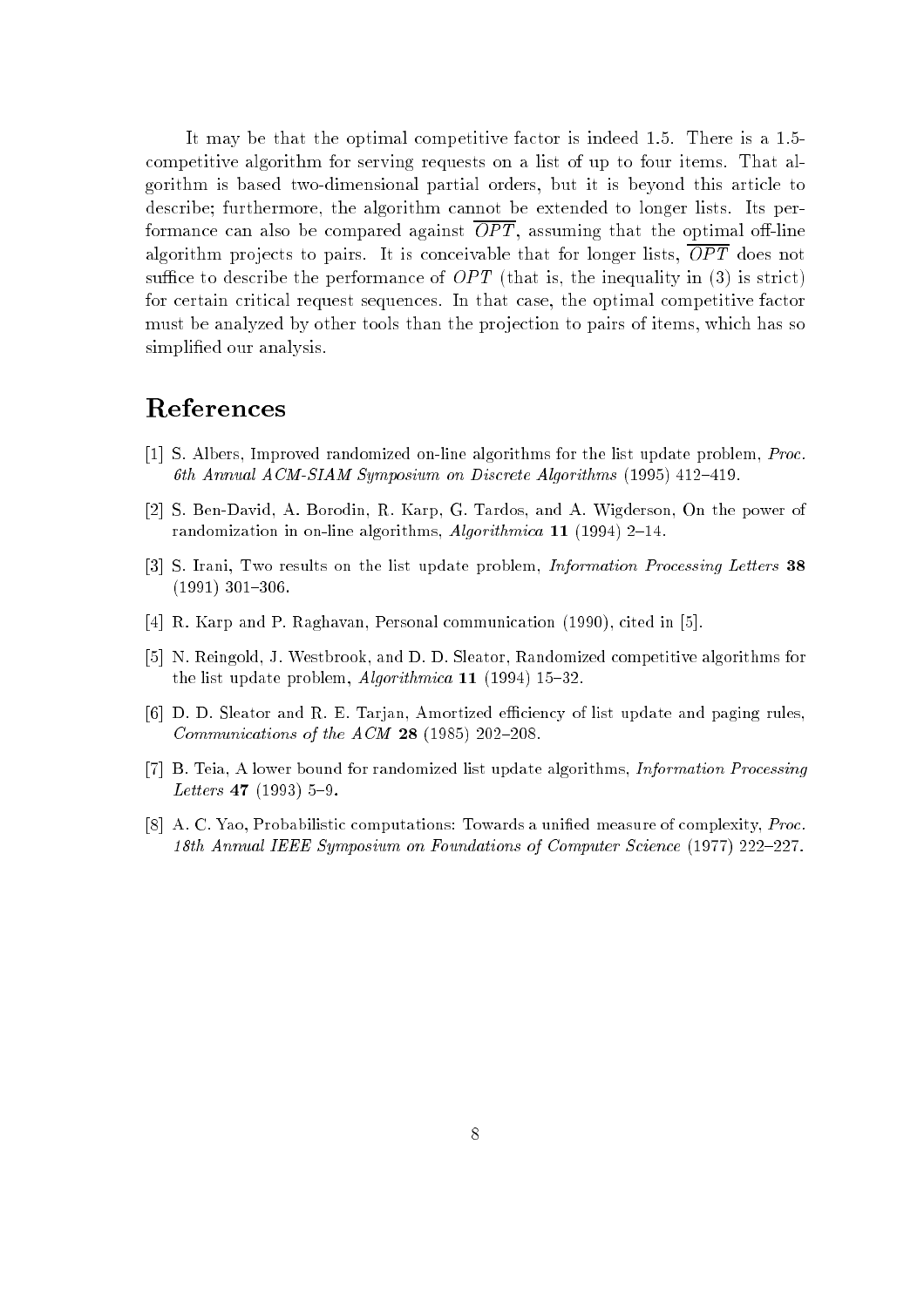It may be that the optimal competitive factor is indeed 1.5. There is a 1.5-competitive algorithm for serving requests on a list of up to four items. That algorithm is based two-dimensional partial orders, but it is beyond this article to describe; furthermore, the algorithm cannot be extended to longer lists. Its performance can also be compared against $\overline{OPT}$, assuming that the optimal off-line algorithm projects to pairs. It is conceivable that for longer lists, $\overline{OPT}$ does not suffice to describe the performance of $OPT$ (that is, the inequality in (3) is strict) for certain critical request sequences. In that case, the optimal competitive factor must be analyzed by other tools than the projection to pairs of items, which has so simplified our analysis.

# References

[1] S. Albers, Improved randomized on-line algorithms for the list update problem, *Proc. 6th Annual ACM-SIAM Symposium on Discrete Algorithms* (1995) 412–419.

[2] S. Ben-David, A. Borodin, R. Karp, G. Tardos, and A. Wigderson, On the power of randomization in on-line algorithms, *Algorithmica* **11** (1994) 2–14.

[3] S. Irani, Two results on the list update problem, *Information Processing Letters* **38** (1991) 301–306.

[4] R. Karp and P. Raghavan, Personal communication (1990), cited in [5].

[5] N. Reingold, J. Westbrook, and D. D. Sleator, Randomized competitive algorithms for the list update problem, *Algorithmica* **11** (1994) 15–32.

[6] D. D. Sleator and R. E. Tarjan, Amortized efficiency of list update and paging rules, *Communications of the ACM* **28** (1985) 202–208.

[7] B. Teia, A lower bound for randomized list update algorithms, *Information Processing Letters* **47** (1993) 5–9.

[8] A. C. Yao, Probabilistic computations: Towards a unified measure of complexity, *Proc. 18th Annual IEEE Symposium on Foundations of Computer Science* (1977) 222–227.